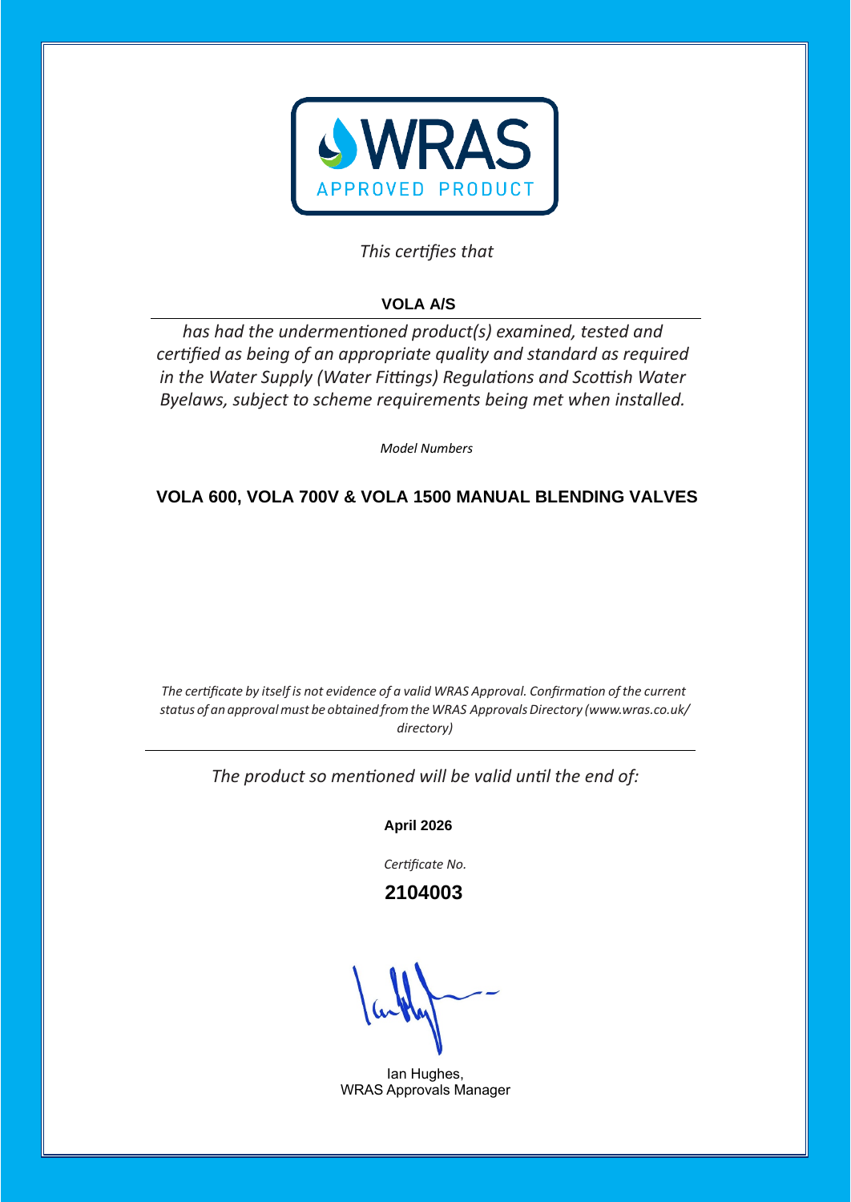WRAS APPROVED PRODUCT

*This certifies that*

**VOLA A/S**

*has had the undermentioned product(s) examined, tested and certified as being of an appropriate quality and standard as required in the Water Supply (Water Fittings) Regulations and Scottish Water Byelaws, subject to scheme requirements being met when installed.*

*Model Numbers*

**VOLA 600, VOLA 700V & VOLA 1500 MANUAL BLENDING VALVES**

*The certificate by itself is not evidence of a valid WRAS Approval. Confirmation of the current status of an approval must be obtained from the WRAS Approvals Directory (www.wras.co.uk/directory)*

*The product so mentioned will be valid until the end of:*

**April 2026**

*Certificate No.*

**2104003**

Ian Hughes,
WRAS Approvals Manager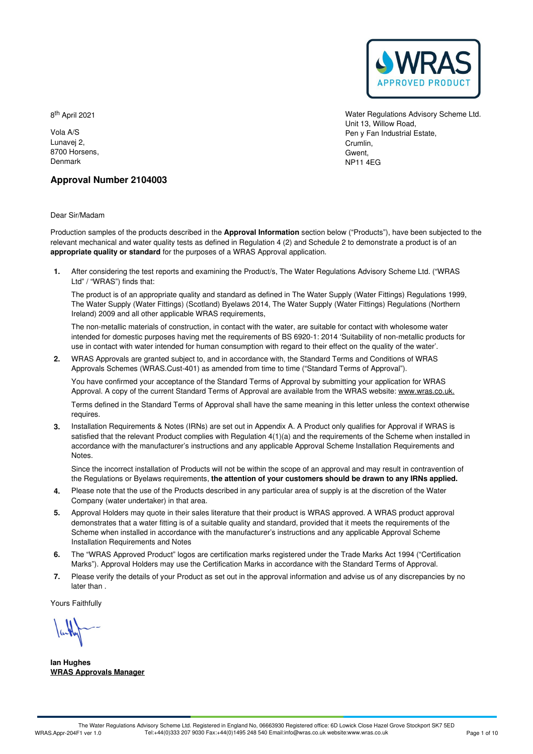8th April 2021

Vola A/S
Lunavej 2,
8700 Horsens,
Denmark

Water Regulations Advisory Scheme Ltd.
Unit 13, Willow Road,
Pen y Fan Industrial Estate,
Crumlin,
Gwent,
NP11 4EG

## Approval Number 2104003

Dear Sir/Madam

Production samples of the products described in the **Approval Information** section below ("Products"), have been subjected to the relevant mechanical and water quality tests as defined in Regulation 4 (2) and Schedule 2 to demonstrate a product is of an **appropriate quality or standard** for the purposes of a WRAS Approval application.

1. After considering the test reports and examining the Product/s, The Water Regulations Advisory Scheme Ltd. ("WRAS Ltd" / "WRAS") finds that:

   The product is of an appropriate quality and standard as defined in The Water Supply (Water Fittings) Regulations 1999, The Water Supply (Water Fittings) (Scotland) Byelaws 2014, The Water Supply (Water Fittings) Regulations (Northern Ireland) 2009 and all other applicable WRAS requirements,

   The non-metallic materials of construction, in contact with the water, are suitable for contact with wholesome water intended for domestic purposes having met the requirements of BS 6920-1: 2014 'Suitability of non-metallic products for use in contact with water intended for human consumption with regard to their effect on the quality of the water'.

2. WRAS Approvals are granted subject to, and in accordance with, the Standard Terms and Conditions of WRAS Approvals Schemes (WRAS.Cust-401) as amended from time to time ("Standard Terms of Approval").

   You have confirmed your acceptance of the Standard Terms of Approval by submitting your application for WRAS Approval. A copy of the current Standard Terms of Approval are available from the WRAS website: www.wras.co.uk.

   Terms defined in the Standard Terms of Approval shall have the same meaning in this letter unless the context otherwise requires.

3. Installation Requirements & Notes (IRNs) are set out in Appendix A. A Product only qualifies for Approval if WRAS is satisfied that the relevant Product complies with Regulation 4(1)(a) and the requirements of the Scheme when installed in accordance with the manufacturer's instructions and any applicable Approval Scheme Installation Requirements and Notes.

   Since the incorrect installation of Products will not be within the scope of an approval and may result in contravention of the Regulations or Byelaws requirements, **the attention of your customers should be drawn to any IRNs applied.**

4. Please note that the use of the Products described in any particular area of supply is at the discretion of the Water Company (water undertaker) in that area.

5. Approval Holders may quote in their sales literature that their product is WRAS approved. A WRAS product approval demonstrates that a water fitting is of a suitable quality and standard, provided that it meets the requirements of the Scheme when installed in accordance with the manufacturer's instructions and any applicable Approval Scheme Installation Requirements and Notes

6. The "WRAS Approved Product" logos are certification marks registered under the Trade Marks Act 1994 ("Certification Marks"). Approval Holders may use the Certification Marks in accordance with the Standard Terms of Approval.

7. Please verify the details of your Product as set out in the approval information and advise us of any discrepancies by no later than .

Yours Faithfully

**Ian Hughes**
**WRAS Approvals Manager**

The Water Regulations Advisory Scheme Ltd. Registered in England No, 06663930 Registered office: 6D Lowick Close Hazel Grove Stockport SK7 5ED
Tel:+44(0)333 207 9030 Fax:+44(0)1495 248 540 Email:info@wras.co.uk website:www.wras.co.uk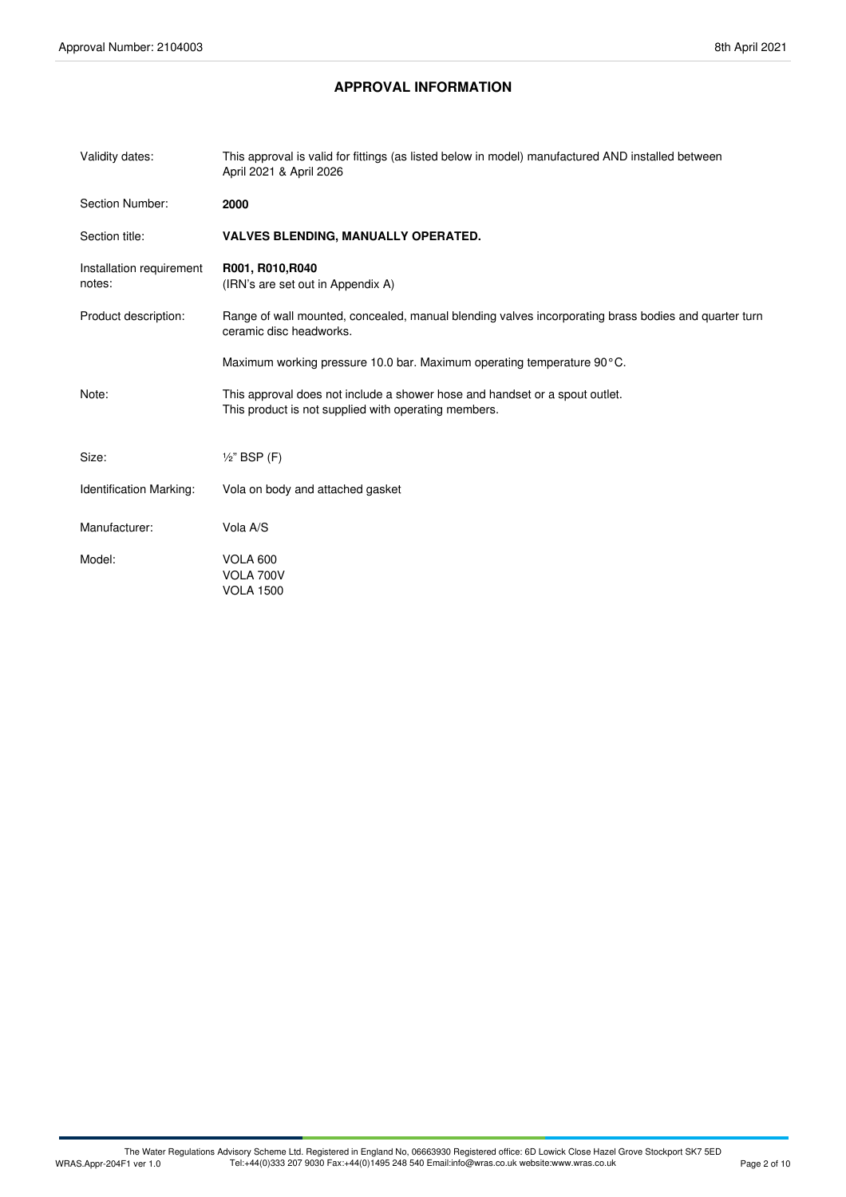## APPROVAL INFORMATION

| | |
|---|---|
| Validity dates: | This approval is valid for fittings (as listed below in model) manufactured AND installed between April 2021 & April 2026 |
| Section Number: | **2000** |
| Section title: | **VALVES BLENDING, MANUALLY OPERATED.** |
| Installation requirement notes: | **R001, R010,R040**<br>(IRN's are set out in Appendix A) |
| Product description: | Range of wall mounted, concealed, manual blending valves incorporating brass bodies and quarter turn ceramic disc headworks.<br><br>Maximum working pressure 10.0 bar. Maximum operating temperature 90°C. |
| Note: | This approval does not include a shower hose and handset or a spout outlet.<br>This product is not supplied with operating members. |
| Size: | ½" BSP (F) |
| Identification Marking: | Vola on body and attached gasket |
| Manufacturer: | Vola A/S |
| Model: | VOLA 600<br>VOLA 700V<br>VOLA 1500 |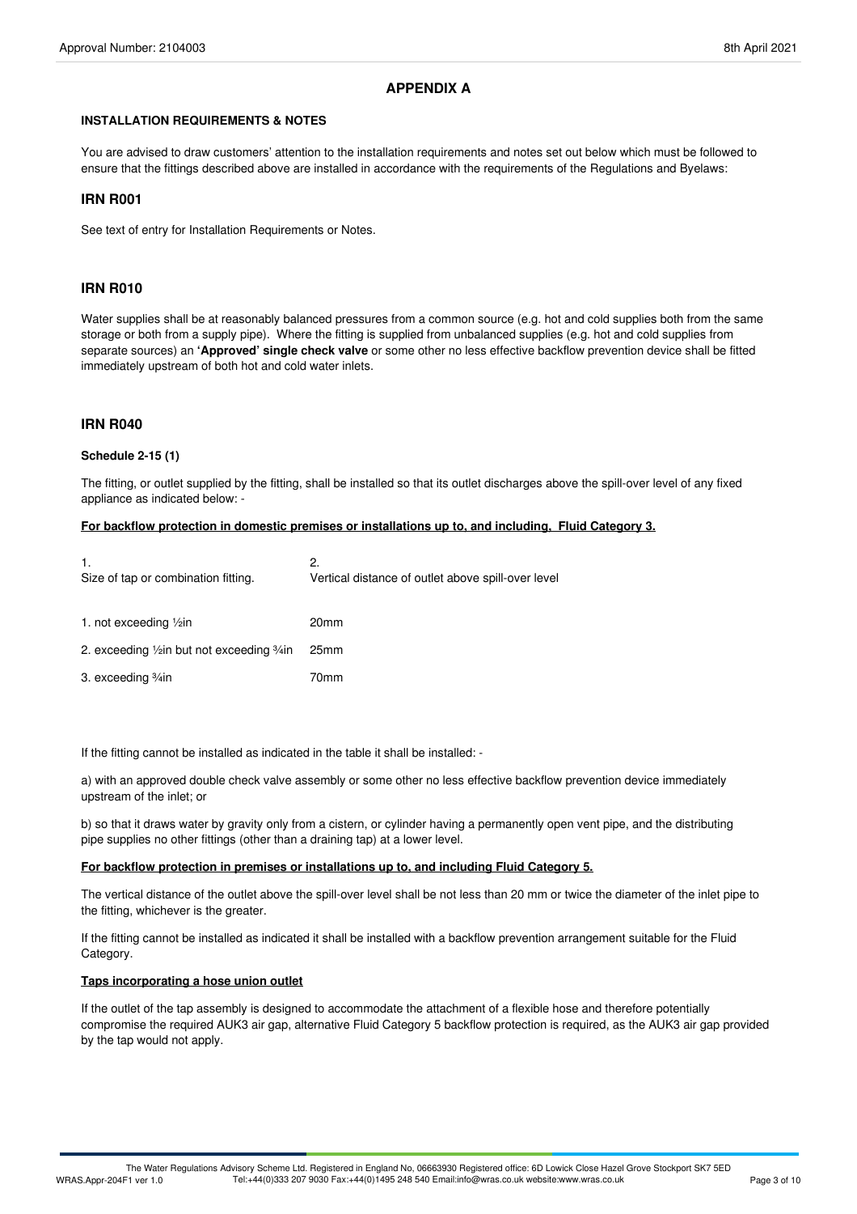## APPENDIX A

**INSTALLATION REQUIREMENTS & NOTES**

You are advised to draw customers' attention to the installation requirements and notes set out below which must be followed to ensure that the fittings described above are installed in accordance with the requirements of the Regulations and Byelaws:

### IRN R001

See text of entry for Installation Requirements or Notes.

### IRN R010

Water supplies shall be at reasonably balanced pressures from a common source (e.g. hot and cold supplies both from the same storage or both from a supply pipe). Where the fitting is supplied from unbalanced supplies (e.g. hot and cold supplies from separate sources) an **'Approved' single check valve** or some other no less effective backflow prevention device shall be fitted immediately upstream of both hot and cold water inlets.

### IRN R040

**Schedule 2-15 (1)**

The fitting, or outlet supplied by the fitting, shall be installed so that its outlet discharges above the spill-over level of any fixed appliance as indicated below: -

**For backflow protection in domestic premises or installations up to, and including, Fluid Category 3.**

| 1. Size of tap or combination fitting. | 2. Vertical distance of outlet above spill-over level |
|---|---|
| 1. not exceeding ½in | 20mm |
| 2. exceeding ½in but not exceeding ¾in | 25mm |
| 3. exceeding ¾in | 70mm |

If the fitting cannot be installed as indicated in the table it shall be installed: -

a) with an approved double check valve assembly or some other no less effective backflow prevention device immediately upstream of the inlet; or

b) so that it draws water by gravity only from a cistern, or cylinder having a permanently open vent pipe, and the distributing pipe supplies no other fittings (other than a draining tap) at a lower level.

**For backflow protection in premises or installations up to, and including Fluid Category 5.**

The vertical distance of the outlet above the spill-over level shall be not less than 20 mm or twice the diameter of the inlet pipe to the fitting, whichever is the greater.

If the fitting cannot be installed as indicated it shall be installed with a backflow prevention arrangement suitable for the Fluid Category.

**Taps incorporating a hose union outlet**

If the outlet of the tap assembly is designed to accommodate the attachment of a flexible hose and therefore potentially compromise the required AUK3 air gap, alternative Fluid Category 5 backflow protection is required, as the AUK3 air gap provided by the tap would not apply.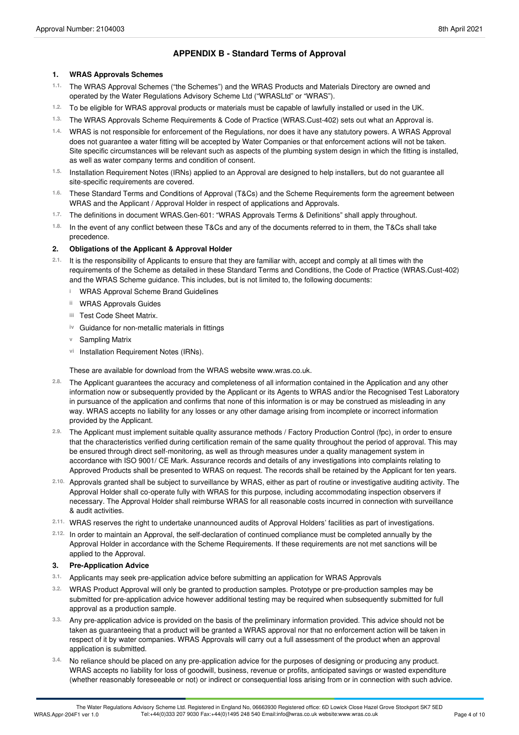## APPENDIX B - Standard Terms of Approval

### 1. WRAS Approvals Schemes

1.1. The WRAS Approval Schemes ("the Schemes") and the WRAS Products and Materials Directory are owned and operated by the Water Regulations Advisory Scheme Ltd ("WRASLtd" or "WRAS").

1.2. To be eligible for WRAS approval products or materials must be capable of lawfully installed or used in the UK.

1.3. The WRAS Approvals Scheme Requirements & Code of Practice (WRAS.Cust-402) sets out what an Approval is.

1.4. WRAS is not responsible for enforcement of the Regulations, nor does it have any statutory powers. A WRAS Approval does not guarantee a water fitting will be accepted by Water Companies or that enforcement actions will not be taken. Site specific circumstances will be relevant such as aspects of the plumbing system design in which the fitting is installed, as well as water company terms and condition of consent.

1.5. Installation Requirement Notes (IRNs) applied to an Approval are designed to help installers, but do not guarantee all site-specific requirements are covered.

1.6. These Standard Terms and Conditions of Approval (T&Cs) and the Scheme Requirements form the agreement between WRAS and the Applicant / Approval Holder in respect of applications and Approvals.

1.7. The definitions in document WRAS.Gen-601: "WRAS Approvals Terms & Definitions" shall apply throughout.

1.8. In the event of any conflict between these T&Cs and any of the documents referred to in them, the T&Cs shall take precedence.

### 2. Obligations of the Applicant & Approval Holder

2.1. It is the responsibility of Applicants to ensure that they are familiar with, accept and comply at all times with the requirements of the Scheme as detailed in these Standard Terms and Conditions, the Code of Practice (WRAS.Cust-402) and the WRAS Scheme guidance. This includes, but is not limited to, the following documents:

- i WRAS Approval Scheme Brand Guidelines
- ii WRAS Approvals Guides
- iii Test Code Sheet Matrix.
- iv Guidance for non-metallic materials in fittings
- v Sampling Matrix
- vi Installation Requirement Notes (IRNs).

These are available for download from the WRAS website www.wras.co.uk.

2.8. The Applicant guarantees the accuracy and completeness of all information contained in the Application and any other information now or subsequently provided by the Applicant or its Agents to WRAS and/or the Recognised Test Laboratory in pursuance of the application and confirms that none of this information is or may be construed as misleading in any way. WRAS accepts no liability for any losses or any other damage arising from incomplete or incorrect information provided by the Applicant.

2.9. The Applicant must implement suitable quality assurance methods / Factory Production Control (fpc), in order to ensure that the characteristics verified during certification remain of the same quality throughout the period of approval. This may be ensured through direct self-monitoring, as well as through measures under a quality management system in accordance with ISO 9001/ CE Mark. Assurance records and details of any investigations into complaints relating to Approved Products shall be presented to WRAS on request. The records shall be retained by the Applicant for ten years.

2.10. Approvals granted shall be subject to surveillance by WRAS, either as part of routine or investigative auditing activity. The Approval Holder shall co-operate fully with WRAS for this purpose, including accommodating inspection observers if necessary. The Approval Holder shall reimburse WRAS for all reasonable costs incurred in connection with surveillance & audit activities.

2.11. WRAS reserves the right to undertake unannounced audits of Approval Holders' facilities as part of investigations.

2.12. In order to maintain an Approval, the self-declaration of continued compliance must be completed annually by the Approval Holder in accordance with the Scheme Requirements. If these requirements are not met sanctions will be applied to the Approval.

### 3. Pre-Application Advice

3.1. Applicants may seek pre-application advice before submitting an application for WRAS Approvals

3.2. WRAS Product Approval will only be granted to production samples. Prototype or pre-production samples may be submitted for pre-application advice however additional testing may be required when subsequently submitted for full approval as a production sample.

3.3. Any pre-application advice is provided on the basis of the preliminary information provided. This advice should not be taken as guaranteeing that a product will be granted a WRAS approval nor that no enforcement action will be taken in respect of it by water companies. WRAS Approvals will carry out a full assessment of the product when an approval application is submitted.

3.4. No reliance should be placed on any pre-application advice for the purposes of designing or producing any product. WRAS accepts no liability for loss of goodwill, business, revenue or profits, anticipated savings or wasted expenditure (whether reasonably foreseeable or not) or indirect or consequential loss arising from or in connection with such advice.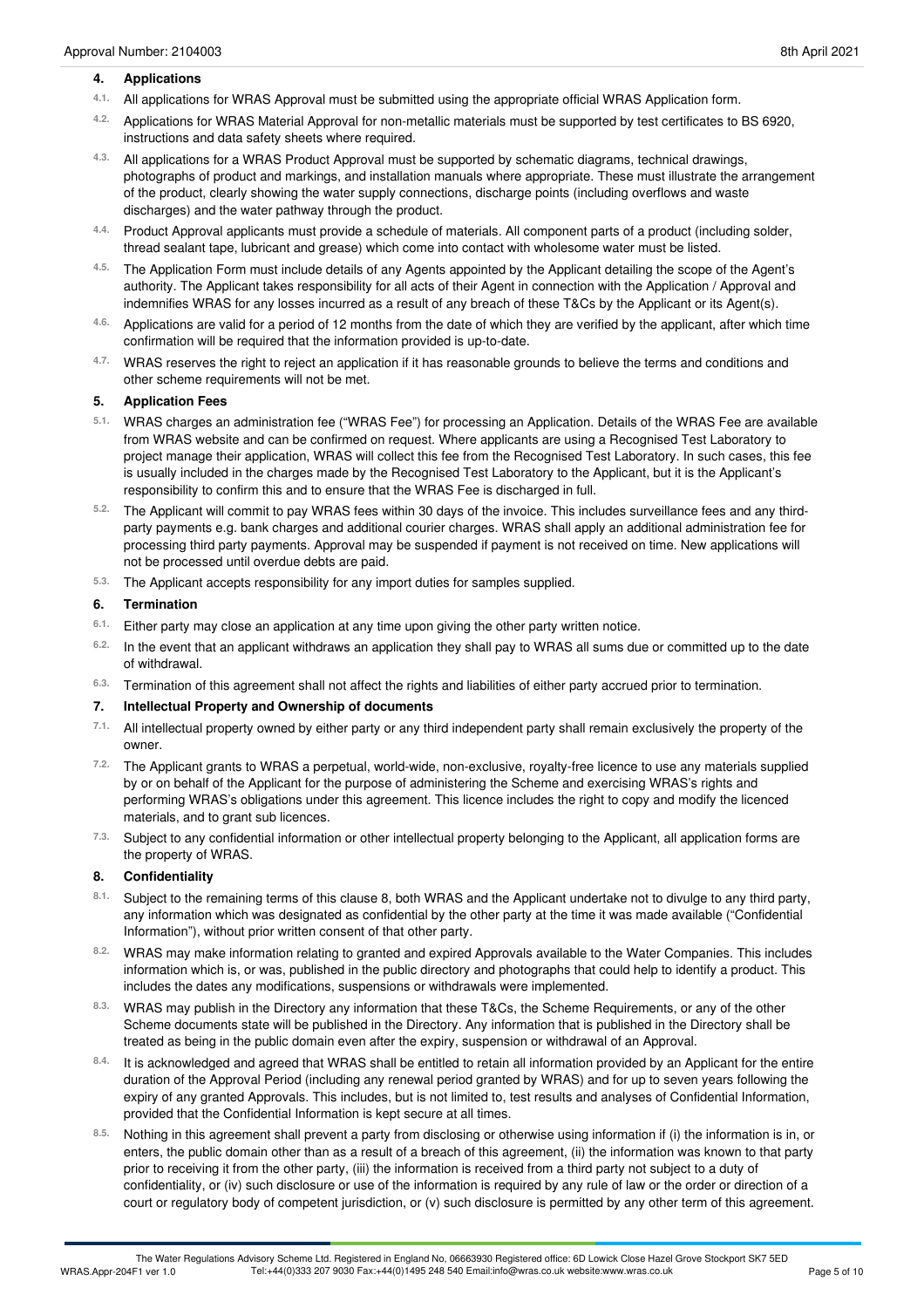## 4. Applications

4.1. All applications for WRAS Approval must be submitted using the appropriate official WRAS Application form.

4.2. Applications for WRAS Material Approval for non-metallic materials must be supported by test certificates to BS 6920, instructions and data safety sheets where required.

4.3. All applications for a WRAS Product Approval must be supported by schematic diagrams, technical drawings, photographs of product and markings, and installation manuals where appropriate. These must illustrate the arrangement of the product, clearly showing the water supply connections, discharge points (including overflows and waste discharges) and the water pathway through the product.

4.4. Product Approval applicants must provide a schedule of materials. All component parts of a product (including solder, thread sealant tape, lubricant and grease) which come into contact with wholesome water must be listed.

4.5. The Application Form must include details of any Agents appointed by the Applicant detailing the scope of the Agent's authority. The Applicant takes responsibility for all acts of their Agent in connection with the Application / Approval and indemnifies WRAS for any losses incurred as a result of any breach of these T&Cs by the Applicant or its Agent(s).

4.6. Applications are valid for a period of 12 months from the date of which they are verified by the applicant, after which time confirmation will be required that the information provided is up-to-date.

4.7. WRAS reserves the right to reject an application if it has reasonable grounds to believe the terms and conditions and other scheme requirements will not be met.

## 5. Application Fees

5.1. WRAS charges an administration fee ("WRAS Fee") for processing an Application. Details of the WRAS Fee are available from WRAS website and can be confirmed on request. Where applicants are using a Recognised Test Laboratory to project manage their application, WRAS will collect this fee from the Recognised Test Laboratory. In such cases, this fee is usually included in the charges made by the Recognised Test Laboratory to the Applicant, but it is the Applicant's responsibility to confirm this and to ensure that the WRAS Fee is discharged in full.

5.2. The Applicant will commit to pay WRAS fees within 30 days of the invoice. This includes surveillance fees and any third-party payments e.g. bank charges and additional courier charges. WRAS shall apply an additional administration fee for processing third party payments. Approval may be suspended if payment is not received on time. New applications will not be processed until overdue debts are paid.

5.3. The Applicant accepts responsibility for any import duties for samples supplied.

## 6. Termination

6.1. Either party may close an application at any time upon giving the other party written notice.

6.2. In the event that an applicant withdraws an application they shall pay to WRAS all sums due or committed up to the date of withdrawal.

6.3. Termination of this agreement shall not affect the rights and liabilities of either party accrued prior to termination.

## 7. Intellectual Property and Ownership of documents

7.1. All intellectual property owned by either party or any third independent party shall remain exclusively the property of the owner.

7.2. The Applicant grants to WRAS a perpetual, world-wide, non-exclusive, royalty-free licence to use any materials supplied by or on behalf of the Applicant for the purpose of administering the Scheme and exercising WRAS's rights and performing WRAS's obligations under this agreement. This licence includes the right to copy and modify the licenced materials, and to grant sub licences.

7.3. Subject to any confidential information or other intellectual property belonging to the Applicant, all application forms are the property of WRAS.

## 8. Confidentiality

8.1. Subject to the remaining terms of this clause 8, both WRAS and the Applicant undertake not to divulge to any third party, any information which was designated as confidential by the other party at the time it was made available ("Confidential Information"), without prior written consent of that other party.

8.2. WRAS may make information relating to granted and expired Approvals available to the Water Companies. This includes information which is, or was, published in the public directory and photographs that could help to identify a product. This includes the dates any modifications, suspensions or withdrawals were implemented.

8.3. WRAS may publish in the Directory any information that these T&Cs, the Scheme Requirements, or any of the other Scheme documents state will be published in the Directory. Any information that is published in the Directory shall be treated as being in the public domain even after the expiry, suspension or withdrawal of an Approval.

8.4. It is acknowledged and agreed that WRAS shall be entitled to retain all information provided by an Applicant for the entire duration of the Approval Period (including any renewal period granted by WRAS) and for up to seven years following the expiry of any granted Approvals. This includes, but is not limited to, test results and analyses of Confidential Information, provided that the Confidential Information is kept secure at all times.

8.5. Nothing in this agreement shall prevent a party from disclosing or otherwise using information if (i) the information is in, or enters, the public domain other than as a result of a breach of this agreement, (ii) the information was known to that party prior to receiving it from the other party, (iii) the information is received from a third party not subject to a duty of confidentiality, or (iv) such disclosure or use of the information is required by any rule of law or the order or direction of a court or regulatory body of competent jurisdiction, or (v) such disclosure is permitted by any other term of this agreement.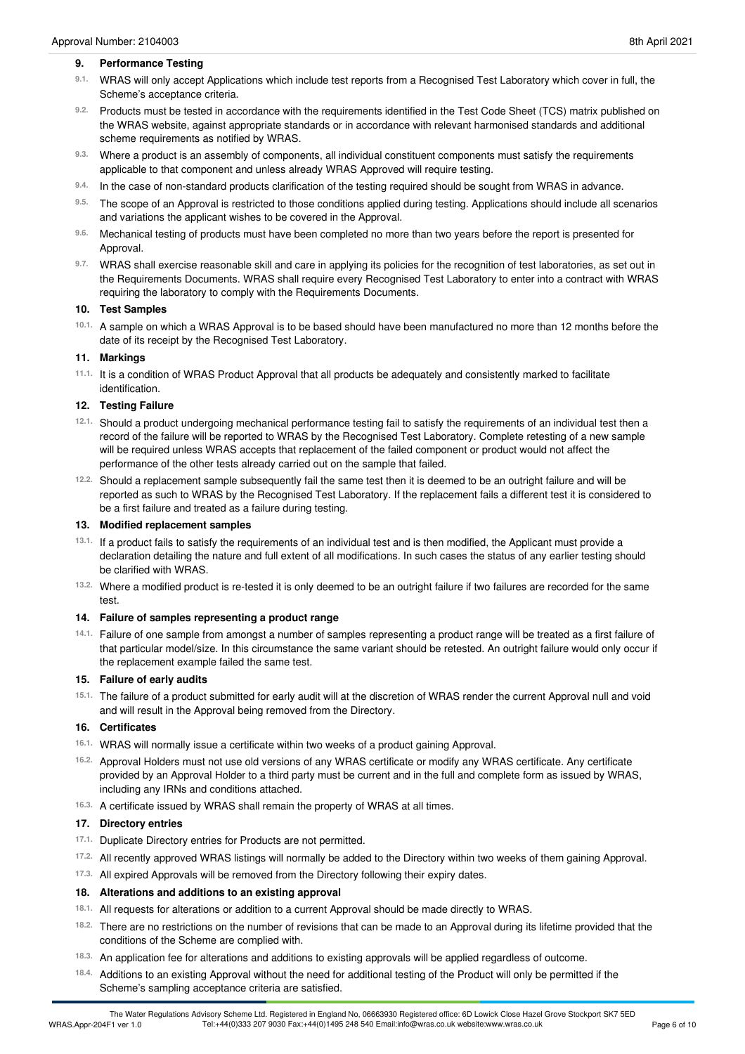## 9. Performance Testing

9.1. WRAS will only accept Applications which include test reports from a Recognised Test Laboratory which cover in full, the Scheme's acceptance criteria.

9.2. Products must be tested in accordance with the requirements identified in the Test Code Sheet (TCS) matrix published on the WRAS website, against appropriate standards or in accordance with relevant harmonised standards and additional scheme requirements as notified by WRAS.

9.3. Where a product is an assembly of components, all individual constituent components must satisfy the requirements applicable to that component and unless already WRAS Approved will require testing.

9.4. In the case of non-standard products clarification of the testing required should be sought from WRAS in advance.

9.5. The scope of an Approval is restricted to those conditions applied during testing. Applications should include all scenarios and variations the applicant wishes to be covered in the Approval.

9.6. Mechanical testing of products must have been completed no more than two years before the report is presented for Approval.

9.7. WRAS shall exercise reasonable skill and care in applying its policies for the recognition of test laboratories, as set out in the Requirements Documents. WRAS shall require every Recognised Test Laboratory to enter into a contract with WRAS requiring the laboratory to comply with the Requirements Documents.

## 10. Test Samples

10.1. A sample on which a WRAS Approval is to be based should have been manufactured no more than 12 months before the date of its receipt by the Recognised Test Laboratory.

## 11. Markings

11.1. It is a condition of WRAS Product Approval that all products be adequately and consistently marked to facilitate identification.

## 12. Testing Failure

12.1. Should a product undergoing mechanical performance testing fail to satisfy the requirements of an individual test then a record of the failure will be reported to WRAS by the Recognised Test Laboratory. Complete retesting of a new sample will be required unless WRAS accepts that replacement of the failed component or product would not affect the performance of the other tests already carried out on the sample that failed.

12.2. Should a replacement sample subsequently fail the same test then it is deemed to be an outright failure and will be reported as such to WRAS by the Recognised Test Laboratory. If the replacement fails a different test it is considered to be a first failure and treated as a failure during testing.

## 13. Modified replacement samples

13.1. If a product fails to satisfy the requirements of an individual test and is then modified, the Applicant must provide a declaration detailing the nature and full extent of all modifications. In such cases the status of any earlier testing should be clarified with WRAS.

13.2. Where a modified product is re-tested it is only deemed to be an outright failure if two failures are recorded for the same test.

## 14. Failure of samples representing a product range

14.1. Failure of one sample from amongst a number of samples representing a product range will be treated as a first failure of that particular model/size. In this circumstance the same variant should be retested. An outright failure would only occur if the replacement example failed the same test.

## 15. Failure of early audits

15.1. The failure of a product submitted for early audit will at the discretion of WRAS render the current Approval null and void and will result in the Approval being removed from the Directory.

## 16. Certificates

16.1. WRAS will normally issue a certificate within two weeks of a product gaining Approval.

16.2. Approval Holders must not use old versions of any WRAS certificate or modify any WRAS certificate. Any certificate provided by an Approval Holder to a third party must be current and in the full and complete form as issued by WRAS, including any IRNs and conditions attached.

16.3. A certificate issued by WRAS shall remain the property of WRAS at all times.

## 17. Directory entries

17.1. Duplicate Directory entries for Products are not permitted.

17.2. All recently approved WRAS listings will normally be added to the Directory within two weeks of them gaining Approval.

17.3. All expired Approvals will be removed from the Directory following their expiry dates.

## 18. Alterations and additions to an existing approval

18.1. All requests for alterations or addition to a current Approval should be made directly to WRAS.

18.2. There are no restrictions on the number of revisions that can be made to an Approval during its lifetime provided that the conditions of the Scheme are complied with.

18.3. An application fee for alterations and additions to existing approvals will be applied regardless of outcome.

18.4. Additions to an existing Approval without the need for additional testing of the Product will only be permitted if the Scheme's sampling acceptance criteria are satisfied.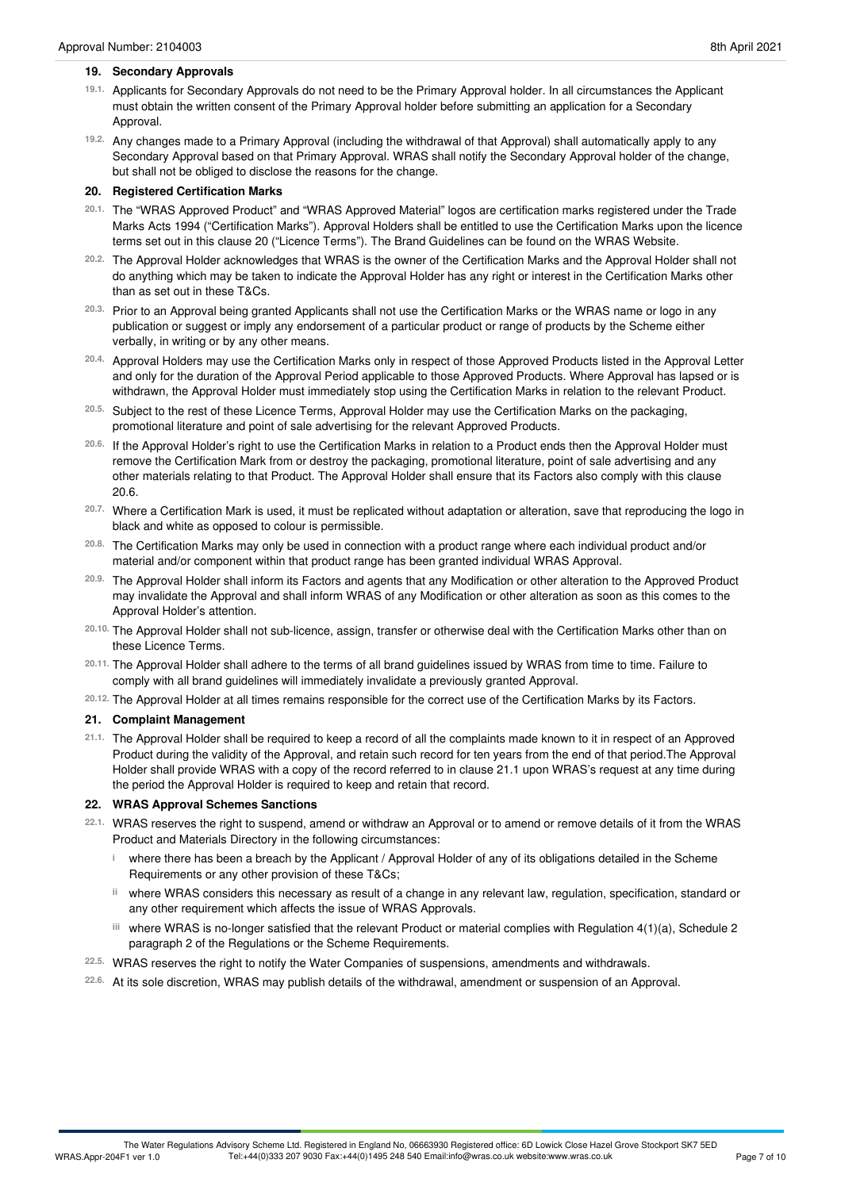## 19. Secondary Approvals

19.1. Applicants for Secondary Approvals do not need to be the Primary Approval holder. In all circumstances the Applicant must obtain the written consent of the Primary Approval holder before submitting an application for a Secondary Approval.

19.2. Any changes made to a Primary Approval (including the withdrawal of that Approval) shall automatically apply to any Secondary Approval based on that Primary Approval. WRAS shall notify the Secondary Approval holder of the change, but shall not be obliged to disclose the reasons for the change.

## 20. Registered Certification Marks

20.1. The "WRAS Approved Product" and "WRAS Approved Material" logos are certification marks registered under the Trade Marks Acts 1994 ("Certification Marks"). Approval Holders shall be entitled to use the Certification Marks upon the licence terms set out in this clause 20 ("Licence Terms"). The Brand Guidelines can be found on the WRAS Website.

20.2. The Approval Holder acknowledges that WRAS is the owner of the Certification Marks and the Approval Holder shall not do anything which may be taken to indicate the Approval Holder has any right or interest in the Certification Marks other than as set out in these T&Cs.

20.3. Prior to an Approval being granted Applicants shall not use the Certification Marks or the WRAS name or logo in any publication or suggest or imply any endorsement of a particular product or range of products by the Scheme either verbally, in writing or by any other means.

20.4. Approval Holders may use the Certification Marks only in respect of those Approved Products listed in the Approval Letter and only for the duration of the Approval Period applicable to those Approved Products. Where Approval has lapsed or is withdrawn, the Approval Holder must immediately stop using the Certification Marks in relation to the relevant Product.

20.5. Subject to the rest of these Licence Terms, Approval Holder may use the Certification Marks on the packaging, promotional literature and point of sale advertising for the relevant Approved Products.

20.6. If the Approval Holder's right to use the Certification Marks in relation to a Product ends then the Approval Holder must remove the Certification Mark from or destroy the packaging, promotional literature, point of sale advertising and any other materials relating to that Product. The Approval Holder shall ensure that its Factors also comply with this clause 20.6.

20.7. Where a Certification Mark is used, it must be replicated without adaptation or alteration, save that reproducing the logo in black and white as opposed to colour is permissible.

20.8. The Certification Marks may only be used in connection with a product range where each individual product and/or material and/or component within that product range has been granted individual WRAS Approval.

20.9. The Approval Holder shall inform its Factors and agents that any Modification or other alteration to the Approved Product may invalidate the Approval and shall inform WRAS of any Modification or other alteration as soon as this comes to the Approval Holder's attention.

20.10. The Approval Holder shall not sub-licence, assign, transfer or otherwise deal with the Certification Marks other than on these Licence Terms.

20.11. The Approval Holder shall adhere to the terms of all brand guidelines issued by WRAS from time to time. Failure to comply with all brand guidelines will immediately invalidate a previously granted Approval.

20.12. The Approval Holder at all times remains responsible for the correct use of the Certification Marks by its Factors.

## 21. Complaint Management

21.1. The Approval Holder shall be required to keep a record of all the complaints made known to it in respect of an Approved Product during the validity of the Approval, and retain such record for ten years from the end of that period.The Approval Holder shall provide WRAS with a copy of the record referred to in clause 21.1 upon WRAS's request at any time during the period the Approval Holder is required to keep and retain that record.

## 22. WRAS Approval Schemes Sanctions

22.1. WRAS reserves the right to suspend, amend or withdraw an Approval or to amend or remove details of it from the WRAS Product and Materials Directory in the following circumstances:

- i where there has been a breach by the Applicant / Approval Holder of any of its obligations detailed in the Scheme Requirements or any other provision of these T&Cs;
- ii where WRAS considers this necessary as result of a change in any relevant law, regulation, specification, standard or any other requirement which affects the issue of WRAS Approvals.
- iii where WRAS is no-longer satisfied that the relevant Product or material complies with Regulation 4(1)(a), Schedule 2 paragraph 2 of the Regulations or the Scheme Requirements.

22.5. WRAS reserves the right to notify the Water Companies of suspensions, amendments and withdrawals.

22.6. At its sole discretion, WRAS may publish details of the withdrawal, amendment or suspension of an Approval.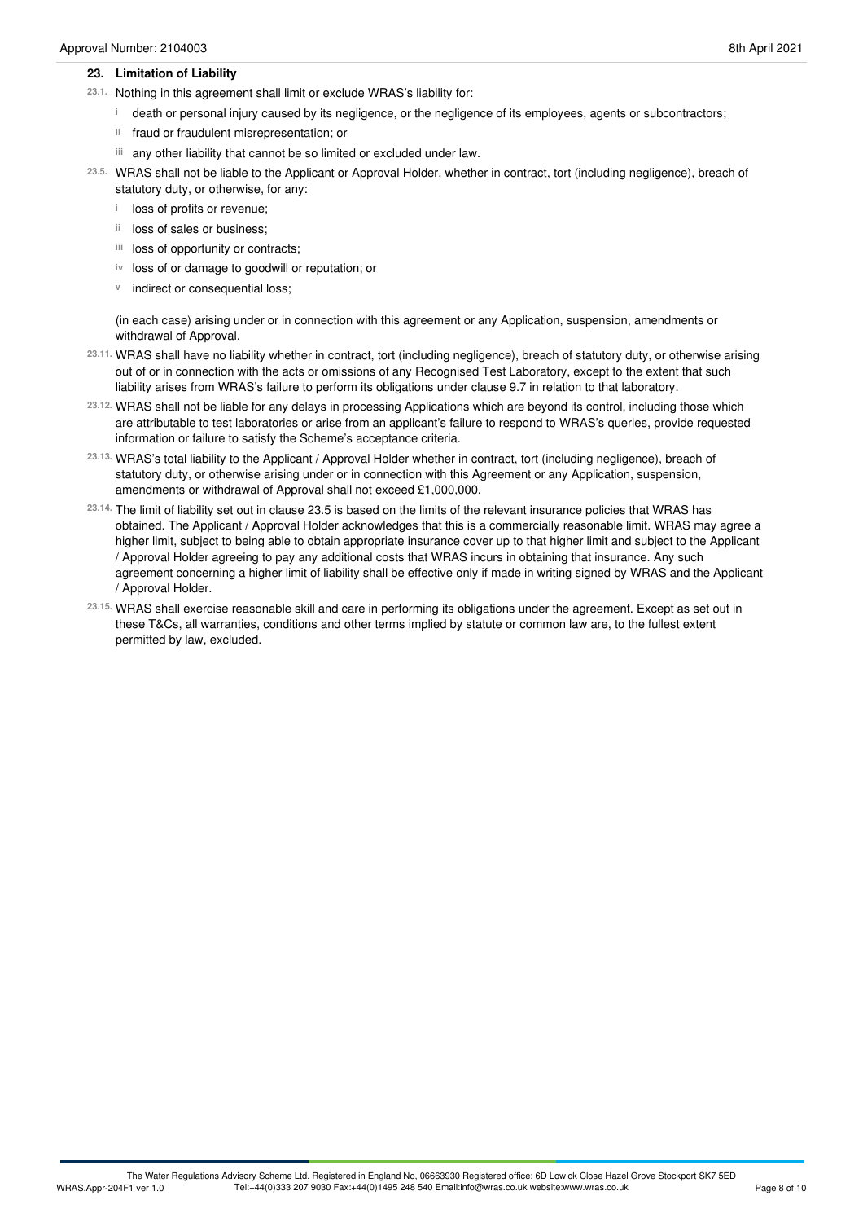## 23. Limitation of Liability

23.1. Nothing in this agreement shall limit or exclude WRAS's liability for:

- i death or personal injury caused by its negligence, or the negligence of its employees, agents or subcontractors;
- ii fraud or fraudulent misrepresentation; or
- iii any other liability that cannot be so limited or excluded under law.

23.5. WRAS shall not be liable to the Applicant or Approval Holder, whether in contract, tort (including negligence), breach of statutory duty, or otherwise, for any:

- i loss of profits or revenue;
- ii loss of sales or business;
- iii loss of opportunity or contracts;
- iv loss of or damage to goodwill or reputation; or
- v indirect or consequential loss;

(in each case) arising under or in connection with this agreement or any Application, suspension, amendments or withdrawal of Approval.

23.11. WRAS shall have no liability whether in contract, tort (including negligence), breach of statutory duty, or otherwise arising out of or in connection with the acts or omissions of any Recognised Test Laboratory, except to the extent that such liability arises from WRAS's failure to perform its obligations under clause 9.7 in relation to that laboratory.

23.12. WRAS shall not be liable for any delays in processing Applications which are beyond its control, including those which are attributable to test laboratories or arise from an applicant's failure to respond to WRAS's queries, provide requested information or failure to satisfy the Scheme's acceptance criteria.

23.13. WRAS's total liability to the Applicant / Approval Holder whether in contract, tort (including negligence), breach of statutory duty, or otherwise arising under or in connection with this Agreement or any Application, suspension, amendments or withdrawal of Approval shall not exceed £1,000,000.

23.14. The limit of liability set out in clause 23.5 is based on the limits of the relevant insurance policies that WRAS has obtained. The Applicant / Approval Holder acknowledges that this is a commercially reasonable limit. WRAS may agree a higher limit, subject to being able to obtain appropriate insurance cover up to that higher limit and subject to the Applicant / Approval Holder agreeing to pay any additional costs that WRAS incurs in obtaining that insurance. Any such agreement concerning a higher limit of liability shall be effective only if made in writing signed by WRAS and the Applicant / Approval Holder.

23.15. WRAS shall exercise reasonable skill and care in performing its obligations under the agreement. Except as set out in these T&Cs, all warranties, conditions and other terms implied by statute or common law are, to the fullest extent permitted by law, excluded.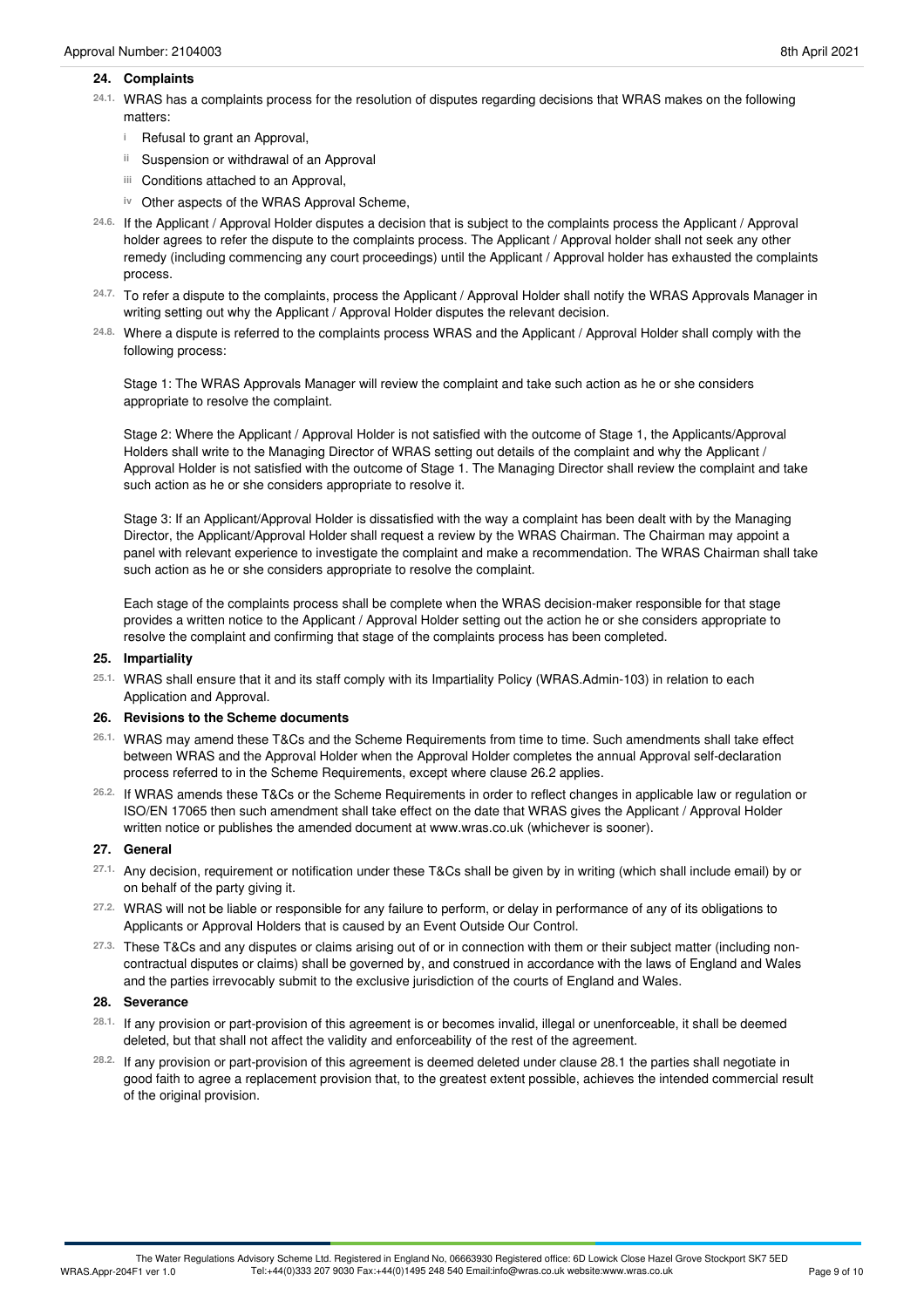## 24. Complaints

24.1. WRAS has a complaints process for the resolution of disputes regarding decisions that WRAS makes on the following matters:

- i Refusal to grant an Approval,
- ii Suspension or withdrawal of an Approval
- iii Conditions attached to an Approval,
- iv Other aspects of the WRAS Approval Scheme,

24.6. If the Applicant / Approval Holder disputes a decision that is subject to the complaints process the Applicant / Approval holder agrees to refer the dispute to the complaints process. The Applicant / Approval holder shall not seek any other remedy (including commencing any court proceedings) until the Applicant / Approval holder has exhausted the complaints process.

24.7. To refer a dispute to the complaints, process the Applicant / Approval Holder shall notify the WRAS Approvals Manager in writing setting out why the Applicant / Approval Holder disputes the relevant decision.

24.8. Where a dispute is referred to the complaints process WRAS and the Applicant / Approval Holder shall comply with the following process:

Stage 1: The WRAS Approvals Manager will review the complaint and take such action as he or she considers appropriate to resolve the complaint.

Stage 2: Where the Applicant / Approval Holder is not satisfied with the outcome of Stage 1, the Applicants/Approval Holders shall write to the Managing Director of WRAS setting out details of the complaint and why the Applicant / Approval Holder is not satisfied with the outcome of Stage 1. The Managing Director shall review the complaint and take such action as he or she considers appropriate to resolve it.

Stage 3: If an Applicant/Approval Holder is dissatisfied with the way a complaint has been dealt with by the Managing Director, the Applicant/Approval Holder shall request a review by the WRAS Chairman. The Chairman may appoint a panel with relevant experience to investigate the complaint and make a recommendation. The WRAS Chairman shall take such action as he or she considers appropriate to resolve the complaint.

Each stage of the complaints process shall be complete when the WRAS decision-maker responsible for that stage provides a written notice to the Applicant / Approval Holder setting out the action he or she considers appropriate to resolve the complaint and confirming that stage of the complaints process has been completed.

## 25. Impartiality

25.1. WRAS shall ensure that it and its staff comply with its Impartiality Policy (WRAS.Admin-103) in relation to each Application and Approval.

## 26. Revisions to the Scheme documents

26.1. WRAS may amend these T&Cs and the Scheme Requirements from time to time. Such amendments shall take effect between WRAS and the Approval Holder when the Approval Holder completes the annual Approval self-declaration process referred to in the Scheme Requirements, except where clause 26.2 applies.

26.2. If WRAS amends these T&Cs or the Scheme Requirements in order to reflect changes in applicable law or regulation or ISO/EN 17065 then such amendment shall take effect on the date that WRAS gives the Applicant / Approval Holder written notice or publishes the amended document at www.wras.co.uk (whichever is sooner).

## 27. General

27.1. Any decision, requirement or notification under these T&Cs shall be given by in writing (which shall include email) by or on behalf of the party giving it.

27.2. WRAS will not be liable or responsible for any failure to perform, or delay in performance of any of its obligations to Applicants or Approval Holders that is caused by an Event Outside Our Control.

27.3. These T&Cs and any disputes or claims arising out of or in connection with them or their subject matter (including non-contractual disputes or claims) shall be governed by, and construed in accordance with the laws of England and Wales and the parties irrevocably submit to the exclusive jurisdiction of the courts of England and Wales.

## 28. Severance

28.1. If any provision or part-provision of this agreement is or becomes invalid, illegal or unenforceable, it shall be deemed deleted, but that shall not affect the validity and enforceability of the rest of the agreement.

28.2. If any provision or part-provision of this agreement is deemed deleted under clause 28.1 the parties shall negotiate in good faith to agree a replacement provision that, to the greatest extent possible, achieves the intended commercial result of the original provision.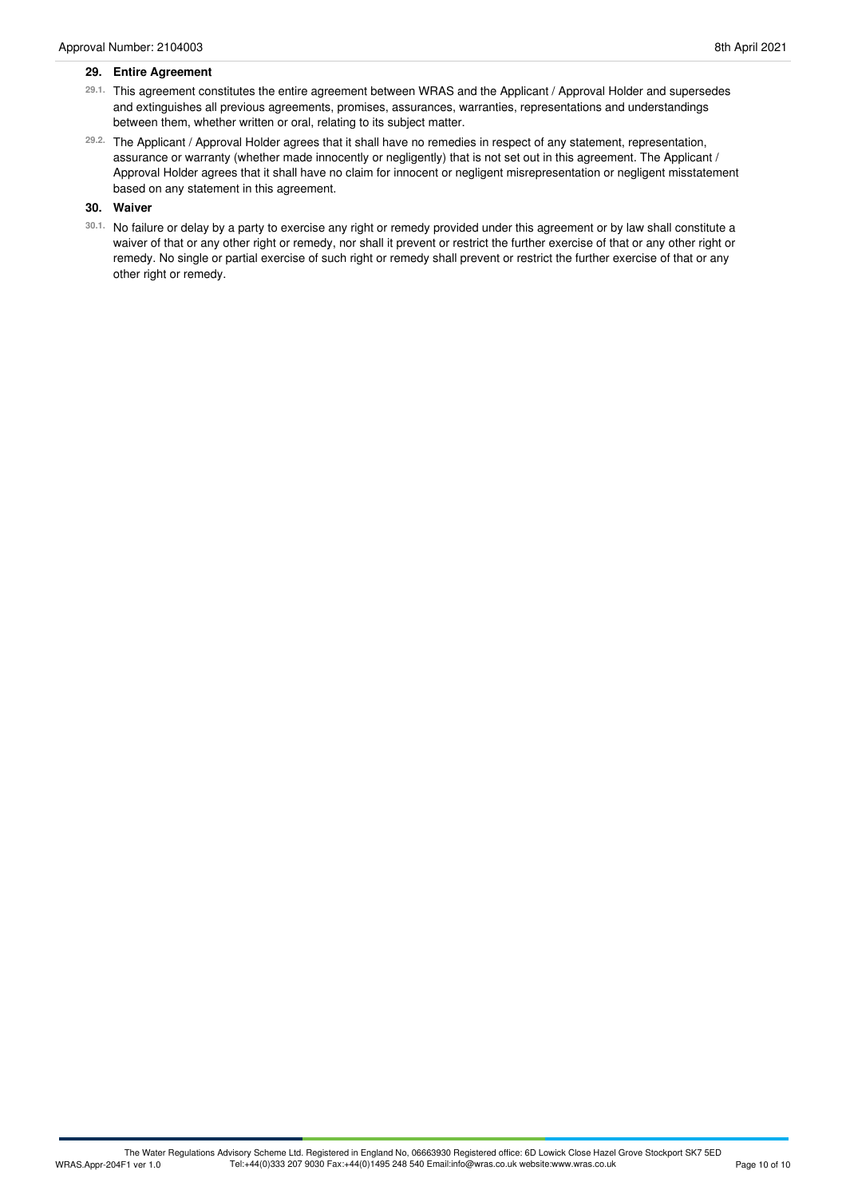## 29. Entire Agreement

29.1. This agreement constitutes the entire agreement between WRAS and the Applicant / Approval Holder and supersedes and extinguishes all previous agreements, promises, assurances, warranties, representations and understandings between them, whether written or oral, relating to its subject matter.

29.2. The Applicant / Approval Holder agrees that it shall have no remedies in respect of any statement, representation, assurance or warranty (whether made innocently or negligently) that is not set out in this agreement. The Applicant / Approval Holder agrees that it shall have no claim for innocent or negligent misrepresentation or negligent misstatement based on any statement in this agreement.

## 30. Waiver

30.1. No failure or delay by a party to exercise any right or remedy provided under this agreement or by law shall constitute a waiver of that or any other right or remedy, nor shall it prevent or restrict the further exercise of that or any other right or remedy. No single or partial exercise of such right or remedy shall prevent or restrict the further exercise of that or any other right or remedy.